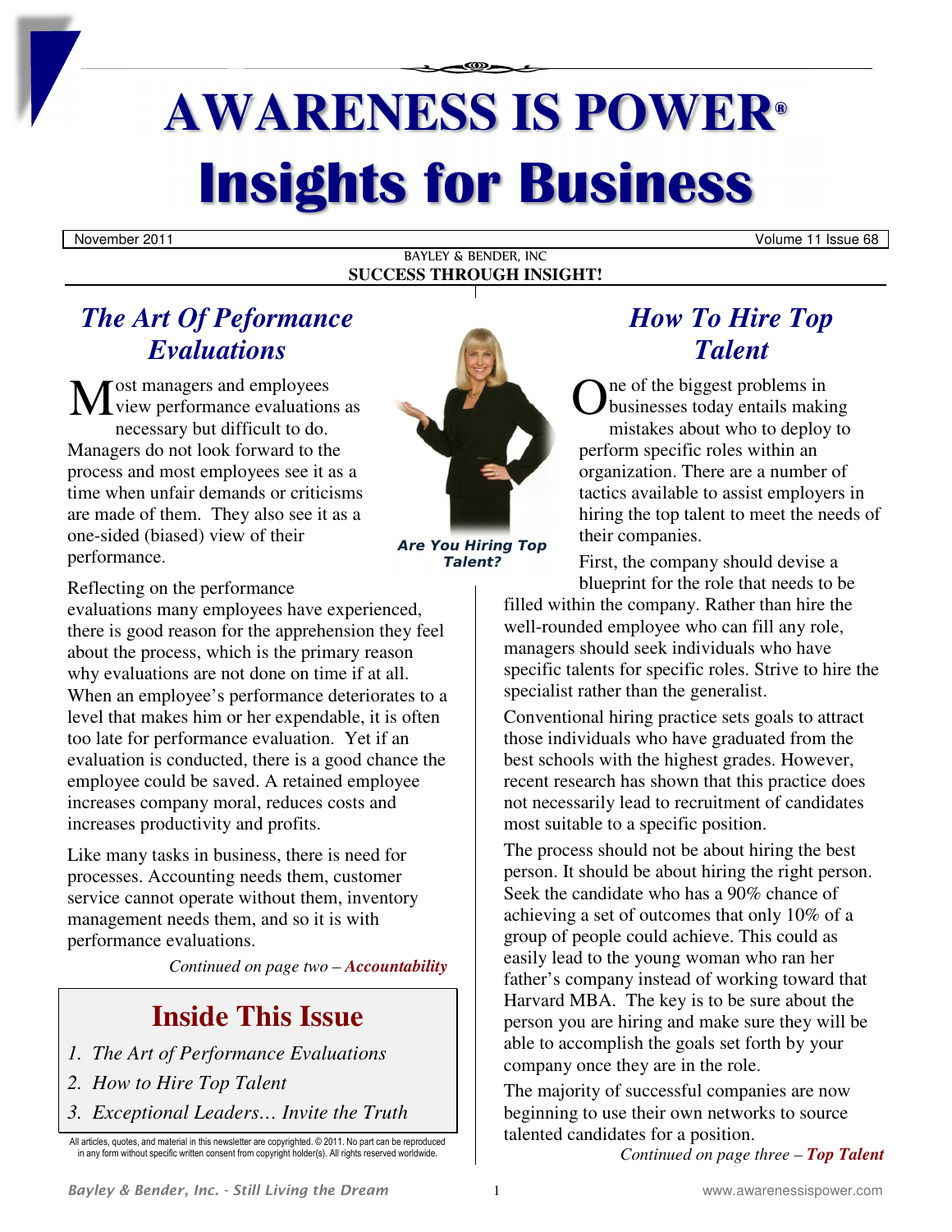# AWARENESS IS POWER®

# Insights for Business

November 2011 | Volume 11 Issue 68

BAYLEY & BENDER, INC

**SUCCESS THROUGH INSIGHT!**

## *The Art Of Peformance Evaluations*

Most managers and employees view performance evaluations as necessary but difficult to do. Managers do not look forward to the process and most employees see it as a time when unfair demands or criticisms are made of them. They also see it as a one-sided (biased) view of their performance.

Reflecting on the performance evaluations many employees have experienced, there is good reason for the apprehension they feel about the process, which is the primary reason why evaluations are not done on time if at all. When an employee's performance deteriorates to a level that makes him or her expendable, it is often too late for performance evaluation. Yet if an evaluation is conducted, there is a good chance the employee could be saved. A retained employee increases company moral, reduces costs and increases productivity and profits.

Like many tasks in business, there is need for processes. Accounting needs them, customer service cannot operate without them, inventory management needs them, and so it is with performance evaluations.

*Continued on page two –* ***Accountability***

***Are You Hiring Top Talent?***

## *How To Hire Top Talent*

One of the biggest problems in businesses today entails making mistakes about who to deploy to perform specific roles within an organization. There are a number of tactics available to assist employers in hiring the top talent to meet the needs of their companies.

First, the company should devise a blueprint for the role that needs to be filled within the company. Rather than hire the well-rounded employee who can fill any role, managers should seek individuals who have specific talents for specific roles. Strive to hire the specialist rather than the generalist.

Conventional hiring practice sets goals to attract those individuals who have graduated from the best schools with the highest grades. However, recent research has shown that this practice does not necessarily lead to recruitment of candidates most suitable to a specific position.

The process should not be about hiring the best person. It should be about hiring the right person. Seek the candidate who has a 90% chance of achieving a set of outcomes that only 10% of a group of people could achieve. This could as easily lead to the young woman who ran her father's company instead of working toward that Harvard MBA. The key is to be sure about the person you are hiring and make sure they will be able to accomplish the goals set forth by your company once they are in the role.

The majority of successful companies are now beginning to use their own networks to source talented candidates for a position.

*Continued on page three –* ***Top Talent***

## Inside This Issue

1. *The Art of Performance Evaluations*
2. *How to Hire Top Talent*
3. *Exceptional Leaders… Invite the Truth*

All articles, quotes, and material in this newsletter are copyrighted. © 2011. No part can be reproduced in any form without specific written consent from copyright holder(s). All rights reserved worldwide.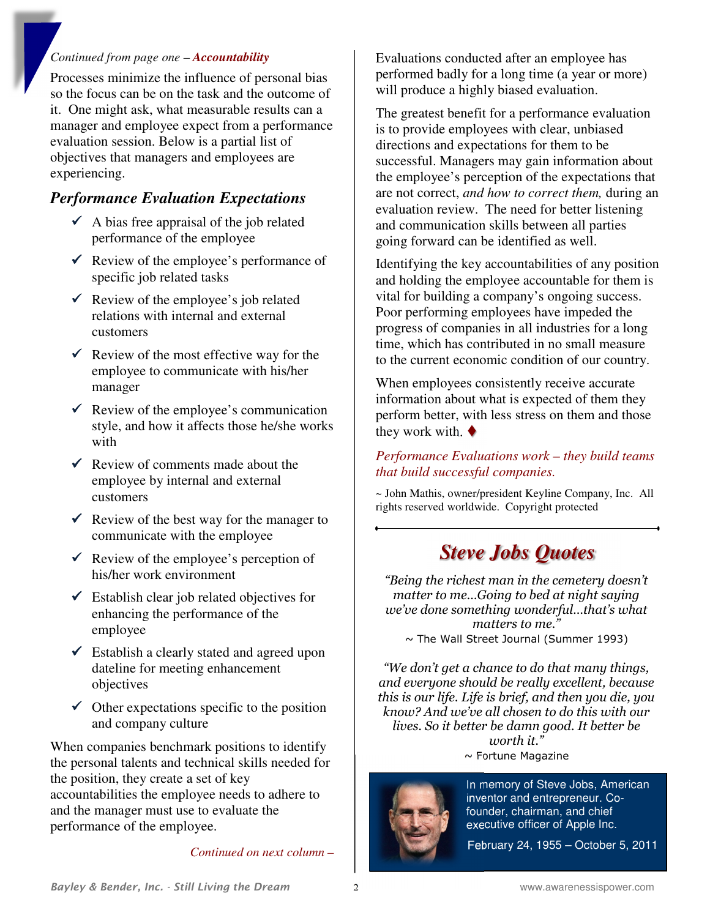*Continued from page one – **Accountability***

Processes minimize the influence of personal bias so the focus can be on the task and the outcome of it. One might ask, what measurable results can a manager and employee expect from a performance evaluation session. Below is a partial list of objectives that managers and employees are experiencing.

## *Performance Evaluation Expectations*

- ✓ A bias free appraisal of the job related performance of the employee
- ✓ Review of the employee's performance of specific job related tasks
- ✓ Review of the employee's job related relations with internal and external customers
- ✓ Review of the most effective way for the employee to communicate with his/her manager
- ✓ Review of the employee's communication style, and how it affects those he/she works with
- ✓ Review of comments made about the employee by internal and external customers
- ✓ Review of the best way for the manager to communicate with the employee
- ✓ Review of the employee's perception of his/her work environment
- ✓ Establish clear job related objectives for enhancing the performance of the employee
- ✓ Establish a clearly stated and agreed upon dateline for meeting enhancement objectives
- ✓ Other expectations specific to the position and company culture

When companies benchmark positions to identify the personal talents and technical skills needed for the position, they create a set of key accountabilities the employee needs to adhere to and the manager must use to evaluate the performance of the employee.

*Continued on next column –*

Evaluations conducted after an employee has performed badly for a long time (a year or more) will produce a highly biased evaluation.

The greatest benefit for a performance evaluation is to provide employees with clear, unbiased directions and expectations for them to be successful. Managers may gain information about the employee's perception of the expectations that are not correct, *and how to correct them,* during an evaluation review. The need for better listening and communication skills between all parties going forward can be identified as well.

Identifying the key accountabilities of any position and holding the employee accountable for them is vital for building a company's ongoing success. Poor performing employees have impeded the progress of companies in all industries for a long time, which has contributed in no small measure to the current economic condition of our country.

When employees consistently receive accurate information about what is expected of them they perform better, with less stress on them and those they work with. ♦

*Performance Evaluations work – they build teams that build successful companies.*

~ John Mathis, owner/president Keyline Company, Inc. All rights reserved worldwide. Copyright protected

---

## *Steve Jobs Quotes*

*"Being the richest man in the cemetery doesn't matter to me...Going to bed at night saying we've done something wonderful...that's what matters to me."*

~ The Wall Street Journal (Summer 1993)

*"We don't get a chance to do that many things, and everyone should be really excellent, because this is our life. Life is brief, and then you die, you know? And we've all chosen to do this with our lives. So it better be damn good. It better be worth it."*

~ Fortune Magazine

In memory of Steve Jobs, American inventor and entrepreneur. Co-founder, chairman, and chief executive officer of Apple Inc.

February 24, 1955 – October 5, 2011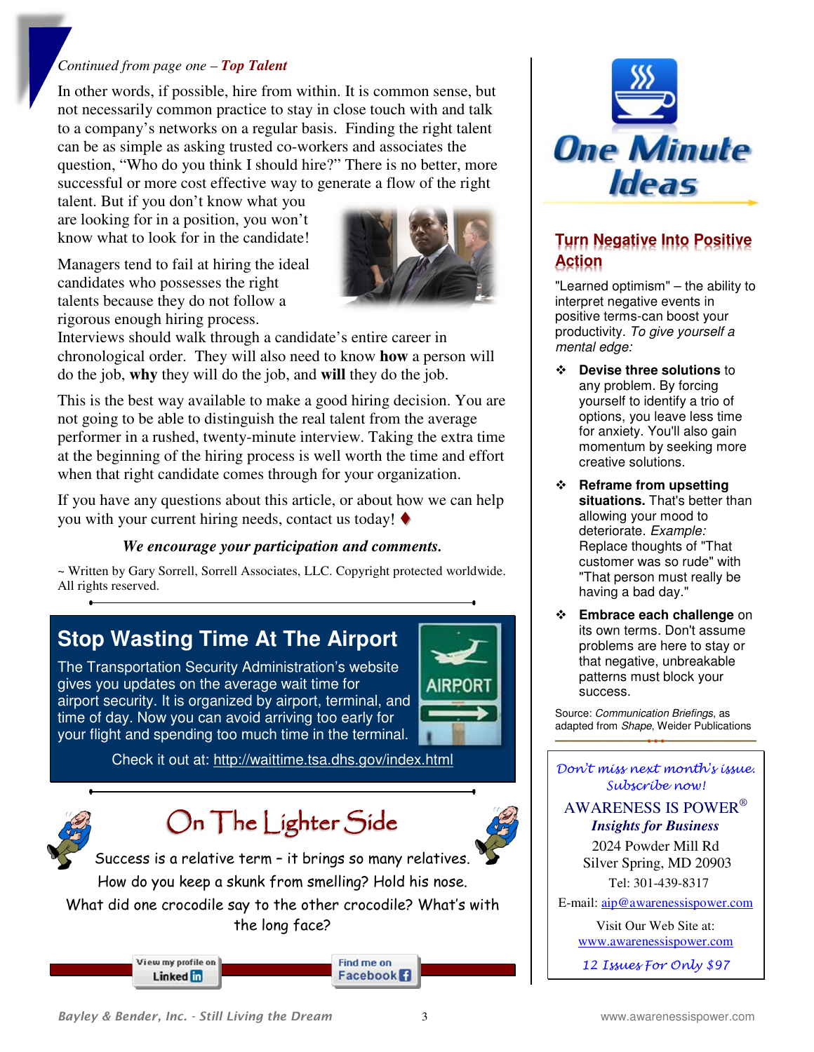*Continued from page one –* ***Top Talent***

In other words, if possible, hire from within. It is common sense, but not necessarily common practice to stay in close touch with and talk to a company's networks on a regular basis. Finding the right talent can be as simple as asking trusted co-workers and associates the question, "Who do you think I should hire?" There is no better, more successful or more cost effective way to generate a flow of the right talent. But if you don't know what you are looking for in a position, you won't know what to look for in the candidate!

Managers tend to fail at hiring the ideal candidates who possesses the right talents because they do not follow a rigorous enough hiring process. Interviews should walk through a candidate's entire career in chronological order. They will also need to know **how** a person will do the job, **why** they will do the job, and **will** they do the job.

This is the best way available to make a good hiring decision. You are not going to be able to distinguish the real talent from the average performer in a rushed, twenty-minute interview. Taking the extra time at the beginning of the hiring process is well worth the time and effort when that right candidate comes through for your organization.

If you have any questions about this article, or about how we can help you with your current hiring needs, contact us today! ♦

***We encourage your participation and comments.***

~ Written by Gary Sorrell, Sorrell Associates, LLC. Copyright protected worldwide. All rights reserved.

## Stop Wasting Time At The Airport

The Transportation Security Administration's website gives you updates on the average wait time for airport security. It is organized by airport, terminal, and time of day. Now you can avoid arriving too early for your flight and spending too much time in the terminal.

Check it out at: http://waittime.tsa.dhs.gov/index.html

## On The Lighter Side

Success is a relative term – it brings so many relatives.

How do you keep a skunk from smelling? Hold his nose.

What did one crocodile say to the other crocodile? What's with the long face?

View my profile on LinkedIn

Find me on Facebook

# One Minute Ideas

### Turn Negative Into Positive Action

"Learned optimism" – the ability to interpret negative events in positive terms-can boost your productivity. *To give yourself a mental edge:*

- **Devise three solutions** to any problem. By forcing yourself to identify a trio of options, you leave less time for anxiety. You'll also gain momentum by seeking more creative solutions.
- **Reframe from upsetting situations.** That's better than allowing your mood to deteriorate. *Example:* Replace thoughts of "That customer was so rude" with "That person must really be having a bad day."
- **Embrace each challenge** on its own terms. Don't assume problems are here to stay or that negative, unbreakable patterns must block your success.

Source: *Communication Briefings*, as adapted from *Shape*, Weider Publications

*Don't miss next month's issue. Subscribe now!*

AWARENESS IS POWER®

***Insights for Business***

2024 Powder Mill Rd
Silver Spring, MD 20903
Tel: 301-439-8317
E-mail: aip@awarenessispower.com

Visit Our Web Site at:
www.awarenessispower.com

*12 Issues For Only $97*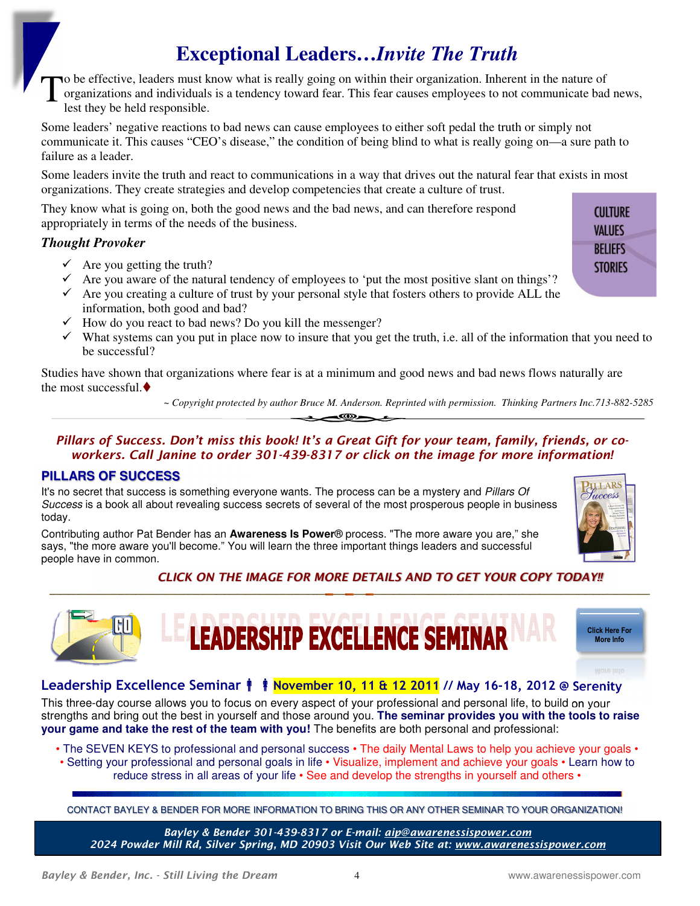# Exceptional Leaders…*Invite The Truth*

To be effective, leaders must know what is really going on within their organization. Inherent in the nature of organizations and individuals is a tendency toward fear. This fear causes employees to not communicate bad news, lest they be held responsible.

Some leaders' negative reactions to bad news can cause employees to either soft pedal the truth or simply not communicate it. This causes "CEO's disease," the condition of being blind to what is really going on—a sure path to failure as a leader.

Some leaders invite the truth and react to communications in a way that drives out the natural fear that exists in most organizations. They create strategies and develop competencies that create a culture of trust.

They know what is going on, both the good news and the bad news, and can therefore respond appropriately in terms of the needs of the business.

CULTURE
VALUES
BELIEFS
STORIES

### *Thought Provoker*

- ✓ Are you getting the truth?
- ✓ Are you aware of the natural tendency of employees to 'put the most positive slant on things'?
- ✓ Are you creating a culture of trust by your personal style that fosters others to provide ALL the information, both good and bad?
- ✓ How do you react to bad news? Do you kill the messenger?
- ✓ What systems can you put in place now to insure that you get the truth, i.e. all of the information that you need to be successful?

Studies have shown that organizations where fear is at a minimum and good news and bad news flows naturally are the most successful.♦

*~ Copyright protected by author Bruce M. Anderson. Reprinted with permission. Thinking Partners Inc.713-882-5285*

***Pillars of Success. Don't miss this book! It's a Great Gift for your team, family, friends, or co-workers. Call Janine to order 301-439-8317 or click on the image for more information!***

## PILLARS OF SUCCESS

It's no secret that success is something everyone wants. The process can be a mystery and *Pillars Of Success* is a book all about revealing success secrets of several of the most prosperous people in business today.

Contributing author Pat Bender has an **Awareness Is Power®** process. "The more aware you are," she says, "the more aware you'll become." You will learn the three important things leaders and successful people have in common.

***CLICK ON THE IMAGE FOR MORE DETAILS AND TO GET YOUR COPY TODAY!!***

## LEADERSHIP EXCELLENCE SEMINAR

Click Here For More Info

### Leadership Excellence Seminar November 10, 11 & 12 2011 // May 16-18, 2012 @ Serenity

This three-day course allows you to focus on every aspect of your professional and personal life, to build on your strengths and bring out the best in yourself and those around you. **The seminar provides you with the tools to raise your game and take the rest of the team with you!** The benefits are both personal and professional:

• The SEVEN KEYS to professional and personal success • The daily Mental Laws to help you achieve your goals • Setting your professional and personal goals in life • Visualize, implement and achieve your goals • Learn how to reduce stress in all areas of your life • See and develop the strengths in yourself and others •

CONTACT BAYLEY & BENDER FOR MORE INFORMATION TO BRING THIS OR ANY OTHER SEMINAR TO YOUR ORGANIZATION!

***Bayley & Bender 301-439-8317 or E-mail: aip@awarenessispower.com***
***2024 Powder Mill Rd, Silver Spring, MD 20903 Visit Our Web Site at: www.awarenessispower.com***